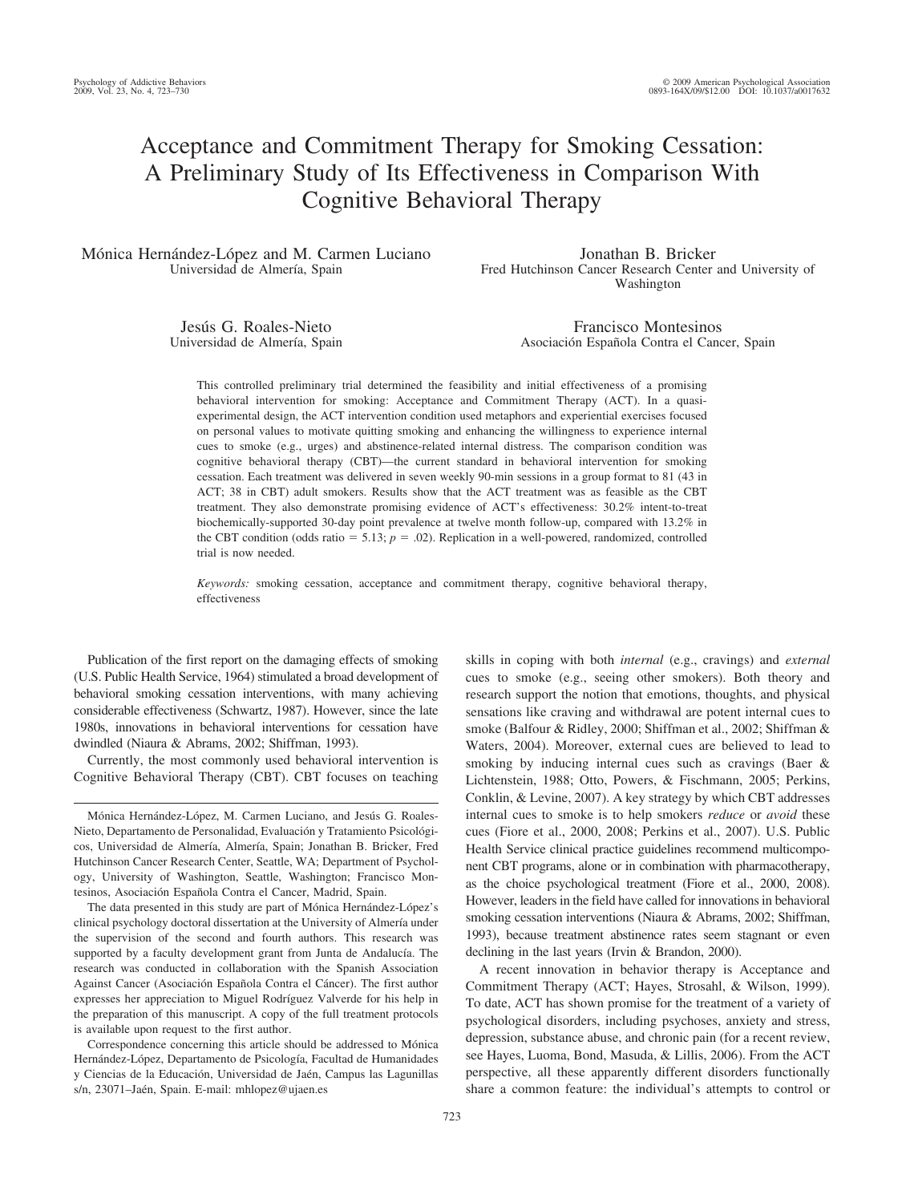# Acceptance and Commitment Therapy for Smoking Cessation: A Preliminary Study of Its Effectiveness in Comparison With Cognitive Behavioral Therapy

Mónica Hernández-López and M. Carmen Luciano
Universidad de Almería, Spain

Jonathan B. Bricker
Fred Hutchinson Cancer Research Center and University of Washington

Jesús G. Roales-Nieto
Universidad de Almería, Spain

Francisco Montesinos
Asociación Española Contra el Cancer, Spain

This controlled preliminary trial determined the feasibility and initial effectiveness of a promising behavioral intervention for smoking: Acceptance and Commitment Therapy (ACT). In a quasi-experimental design, the ACT intervention condition used metaphors and experiential exercises focused on personal values to motivate quitting smoking and enhancing the willingness to experience internal cues to smoke (e.g., urges) and abstinence-related internal distress. The comparison condition was cognitive behavioral therapy (CBT)—the current standard in behavioral intervention for smoking cessation. Each treatment was delivered in seven weekly 90-min sessions in a group format to 81 (43 in ACT; 38 in CBT) adult smokers. Results show that the ACT treatment was as feasible as the CBT treatment. They also demonstrate promising evidence of ACT's effectiveness: 30.2% intent-to-treat biochemically-supported 30-day point prevalence at twelve month follow-up, compared with 13.2% in the CBT condition (odds ratio = 5.13; $p = .02$). Replication in a well-powered, randomized, controlled trial is now needed.

*Keywords:* smoking cessation, acceptance and commitment therapy, cognitive behavioral therapy, effectiveness

Publication of the first report on the damaging effects of smoking (U.S. Public Health Service, 1964) stimulated a broad development of behavioral smoking cessation interventions, with many achieving considerable effectiveness (Schwartz, 1987). However, since the late 1980s, innovations in behavioral interventions for cessation have dwindled (Niaura & Abrams, 2002; Shiffman, 1993).

Currently, the most commonly used behavioral intervention is Cognitive Behavioral Therapy (CBT). CBT focuses on teaching skills in coping with both *internal* (e.g., cravings) and *external* cues to smoke (e.g., seeing other smokers). Both theory and research support the notion that emotions, thoughts, and physical sensations like craving and withdrawal are potent internal cues to smoke (Balfour & Ridley, 2000; Shiffman et al., 2002; Shiffman & Waters, 2004). Moreover, external cues are believed to lead to smoking by inducing internal cues such as cravings (Baer & Lichtenstein, 1988; Otto, Powers, & Fischmann, 2005; Perkins, Conklin, & Levine, 2007). A key strategy by which CBT addresses internal cues to smoke is to help smokers *reduce* or *avoid* these cues (Fiore et al., 2000, 2008; Perkins et al., 2007). U.S. Public Health Service clinical practice guidelines recommend multicomponent CBT programs, alone or in combination with pharmacotherapy, as the choice psychological treatment (Fiore et al., 2000, 2008). However, leaders in the field have called for innovations in behavioral smoking cessation interventions (Niaura & Abrams, 2002; Shiffman, 1993), because treatment abstinence rates seem stagnant or even declining in the last years (Irvin & Brandon, 2000).

A recent innovation in behavior therapy is Acceptance and Commitment Therapy (ACT; Hayes, Strosahl, & Wilson, 1999). To date, ACT has shown promise for the treatment of a variety of psychological disorders, including psychoses, anxiety and stress, depression, substance abuse, and chronic pain (for a recent review, see Hayes, Luoma, Bond, Masuda, & Lillis, 2006). From the ACT perspective, all these apparently different disorders functionally share a common feature: the individual's attempts to control or

---

Mónica Hernández-López, M. Carmen Luciano, and Jesús G. Roales-Nieto, Departamento de Personalidad, Evaluación y Tratamiento Psicológicos, Universidad de Almería, Almería, Spain; Jonathan B. Bricker, Fred Hutchinson Cancer Research Center, Seattle, WA; Department of Psychology, University of Washington, Seattle, Washington; Francisco Montesinos, Asociación Española Contra el Cancer, Madrid, Spain.

The data presented in this study are part of Mónica Hernández-López's clinical psychology doctoral dissertation at the University of Almería under the supervision of the second and fourth authors. This research was supported by a faculty development grant from Junta de Andalucía. The research was conducted in collaboration with the Spanish Association Against Cancer (Asociación Española Contra el Cáncer). The first author expresses her appreciation to Miguel Rodríguez Valverde for his help in the preparation of this manuscript. A copy of the full treatment protocols is available upon request to the first author.

Correspondence concerning this article should be addressed to Mónica Hernández-López, Departamento de Psicología, Facultad de Humanidades y Ciencias de la Educación, Universidad de Jaén, Campus las Lagunillas s/n, 23071–Jaén, Spain. E-mail: mhlopez@ujaen.es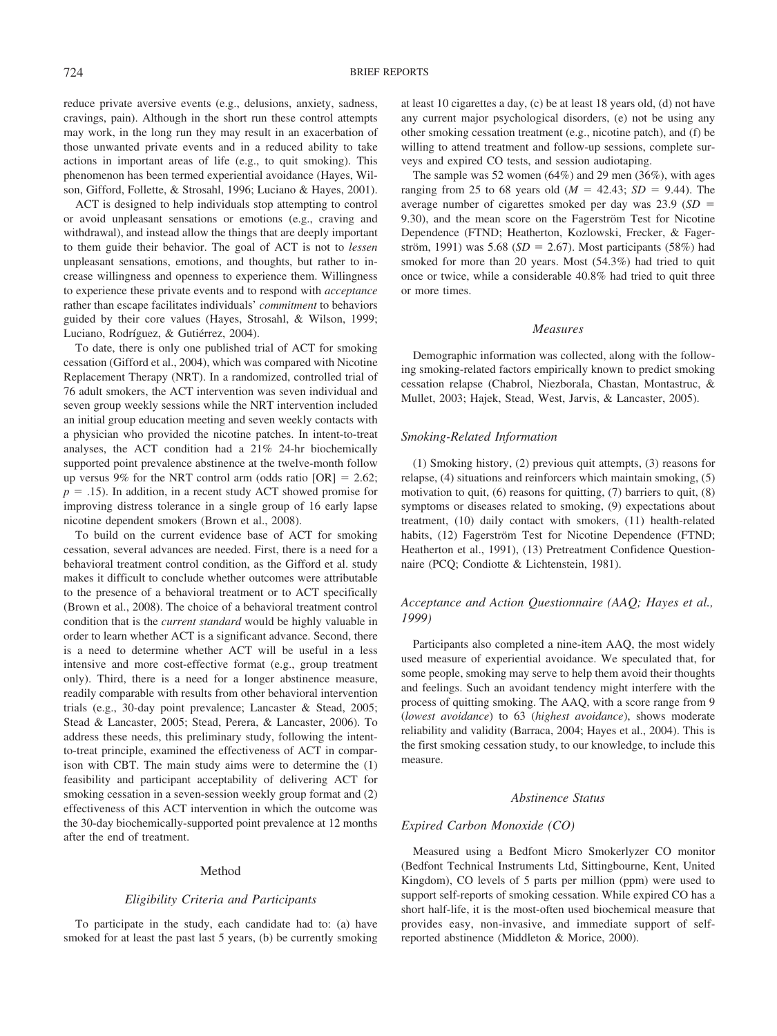reduce private aversive events (e.g., delusions, anxiety, sadness, cravings, pain). Although in the short run these control attempts may work, in the long run they may result in an exacerbation of those unwanted private events and in a reduced ability to take actions in important areas of life (e.g., to quit smoking). This phenomenon has been termed experiential avoidance (Hayes, Wilson, Gifford, Follette, & Strosahl, 1996; Luciano & Hayes, 2001).

ACT is designed to help individuals stop attempting to control or avoid unpleasant sensations or emotions (e.g., craving and withdrawal), and instead allow the things that are deeply important to them guide their behavior. The goal of ACT is not to *lessen* unpleasant sensations, emotions, and thoughts, but rather to increase willingness and openness to experience them. Willingness to experience these private events and to respond with *acceptance* rather than escape facilitates individuals' *commitment* to behaviors guided by their core values (Hayes, Strosahl, & Wilson, 1999; Luciano, Rodríguez, & Gutiérrez, 2004).

To date, there is only one published trial of ACT for smoking cessation (Gifford et al., 2004), which was compared with Nicotine Replacement Therapy (NRT). In a randomized, controlled trial of 76 adult smokers, the ACT intervention was seven individual and seven group weekly sessions while the NRT intervention included an initial group education meeting and seven weekly contacts with a physician who provided the nicotine patches. In intent-to-treat analyses, the ACT condition had a 21% 24-hr biochemically supported point prevalence abstinence at the twelve-month follow up versus 9% for the NRT control arm (odds ratio [OR] = 2.62; $p = .15$). In addition, in a recent study ACT showed promise for improving distress tolerance in a single group of 16 early lapse nicotine dependent smokers (Brown et al., 2008).

To build on the current evidence base of ACT for smoking cessation, several advances are needed. First, there is a need for a behavioral treatment control condition, as the Gifford et al. study makes it difficult to conclude whether outcomes were attributable to the presence of a behavioral treatment or to ACT specifically (Brown et al., 2008). The choice of a behavioral treatment control condition that is the *current standard* would be highly valuable in order to learn whether ACT is a significant advance. Second, there is a need to determine whether ACT will be useful in a less intensive and more cost-effective format (e.g., group treatment only). Third, there is a need for a longer abstinence measure, readily comparable with results from other behavioral intervention trials (e.g., 30-day point prevalence; Lancaster & Stead, 2005; Stead & Lancaster, 2005; Stead, Perera, & Lancaster, 2006). To address these needs, this preliminary study, following the intent-to-treat principle, examined the effectiveness of ACT in comparison with CBT. The main study aims were to determine the (1) feasibility and participant acceptability of delivering ACT for smoking cessation in a seven-session weekly group format and (2) effectiveness of this ACT intervention in which the outcome was the 30-day biochemically-supported point prevalence at 12 months after the end of treatment.

## Method

### Eligibility Criteria and Participants

To participate in the study, each candidate had to: (a) have smoked for at least the past last 5 years, (b) be currently smoking at least 10 cigarettes a day, (c) be at least 18 years old, (d) not have any current major psychological disorders, (e) not be using any other smoking cessation treatment (e.g., nicotine patch), and (f) be willing to attend treatment and follow-up sessions, complete surveys and expired CO tests, and session audiotaping.

The sample was 52 women (64%) and 29 men (36%), with ages ranging from 25 to 68 years old ($M = 42.43$; $SD = 9.44$). The average number of cigarettes smoked per day was 23.9 ($SD = 9.30$), and the mean score on the Fagerström Test for Nicotine Dependence (FTND; Heatherton, Kozlowski, Frecker, & Fagerström, 1991) was 5.68 ($SD = 2.67$). Most participants (58%) had smoked for more than 20 years. Most (54.3%) had tried to quit once or twice, while a considerable 40.8% had tried to quit three or more times.

### Measures

Demographic information was collected, along with the following smoking-related factors empirically known to predict smoking cessation relapse (Chabrol, Niezborala, Chastan, Montastruc, & Mullet, 2003; Hajek, Stead, West, Jarvis, & Lancaster, 2005).

#### Smoking-Related Information

(1) Smoking history, (2) previous quit attempts, (3) reasons for relapse, (4) situations and reinforcers which maintain smoking, (5) motivation to quit, (6) reasons for quitting, (7) barriers to quit, (8) symptoms or diseases related to smoking, (9) expectations about treatment, (10) daily contact with smokers, (11) health-related habits, (12) Fagerström Test for Nicotine Dependence (FTND; Heatherton et al., 1991), (13) Pretreatment Confidence Questionnaire (PCQ; Condiotte & Lichtenstein, 1981).

#### Acceptance and Action Questionnaire (AAQ; Hayes et al., 1999)

Participants also completed a nine-item AAQ, the most widely used measure of experiential avoidance. We speculated that, for some people, smoking may serve to help them avoid their thoughts and feelings. Such an avoidant tendency might interfere with the process of quitting smoking. The AAQ, with a score range from 9 (*lowest avoidance*) to 63 (*highest avoidance*), shows moderate reliability and validity (Barraca, 2004; Hayes et al., 2004). This is the first smoking cessation study, to our knowledge, to include this measure.

### Abstinence Status

#### Expired Carbon Monoxide (CO)

Measured using a Bedfont Micro Smokerlyzer CO monitor (Bedfont Technical Instruments Ltd, Sittingbourne, Kent, United Kingdom), CO levels of 5 parts per million (ppm) were used to support self-reports of smoking cessation. While expired CO has a short half-life, it is the most-often used biochemical measure that provides easy, non-invasive, and immediate support of self-reported abstinence (Middleton & Morice, 2000).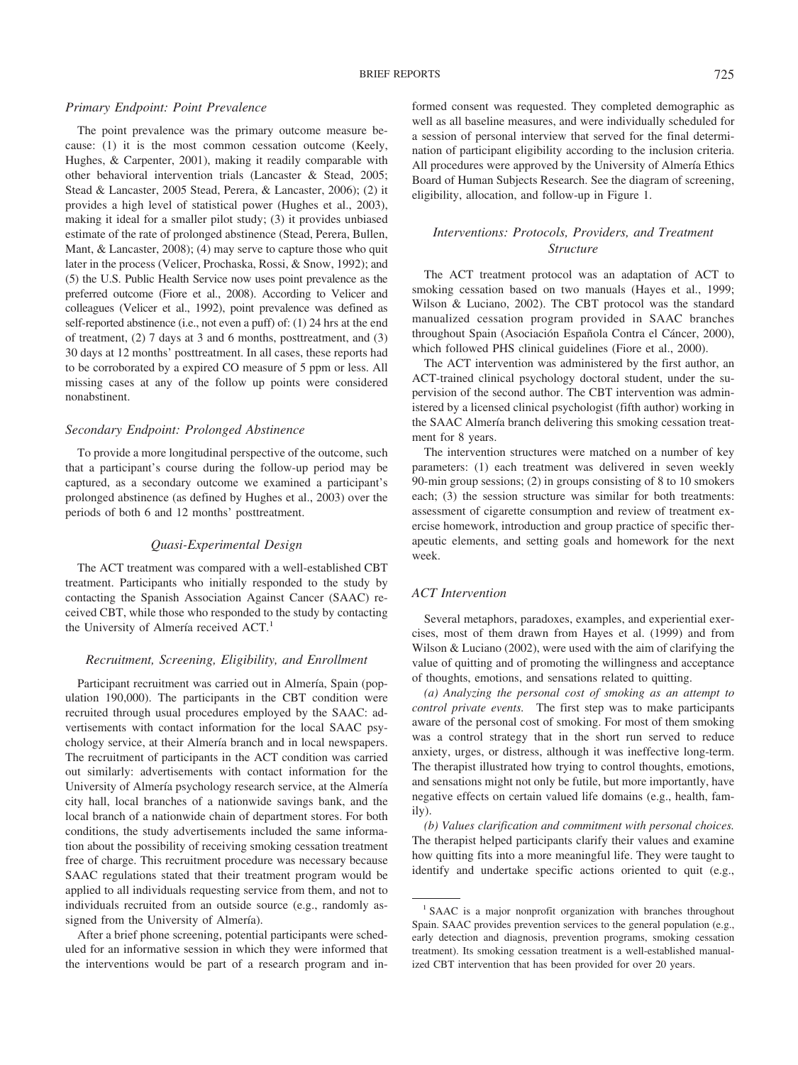### Primary Endpoint: Point Prevalence

The point prevalence was the primary outcome measure because: (1) it is the most common cessation outcome (Keely, Hughes, & Carpenter, 2001), making it readily comparable with other behavioral intervention trials (Lancaster & Stead, 2005; Stead & Lancaster, 2005 Stead, Perera, & Lancaster, 2006); (2) it provides a high level of statistical power (Hughes et al., 2003), making it ideal for a smaller pilot study; (3) it provides unbiased estimate of the rate of prolonged abstinence (Stead, Perera, Bullen, Mant, & Lancaster, 2008); (4) may serve to capture those who quit later in the process (Velicer, Prochaska, Rossi, & Snow, 1992); and (5) the U.S. Public Health Service now uses point prevalence as the preferred outcome (Fiore et al., 2008). According to Velicer and colleagues (Velicer et al., 1992), point prevalence was defined as self-reported abstinence (i.e., not even a puff) of: (1) 24 hrs at the end of treatment, (2) 7 days at 3 and 6 months, posttreatment, and (3) 30 days at 12 months' posttreatment. In all cases, these reports had to be corroborated by a expired CO measure of 5 ppm or less. All missing cases at any of the follow up points were considered nonabstinent.

### Secondary Endpoint: Prolonged Abstinence

To provide a more longitudinal perspective of the outcome, such that a participant's course during the follow-up period may be captured, as a secondary outcome we examined a participant's prolonged abstinence (as defined by Hughes et al., 2003) over the periods of both 6 and 12 months' posttreatment.

### Quasi-Experimental Design

The ACT treatment was compared with a well-established CBT treatment. Participants who initially responded to the study by contacting the Spanish Association Against Cancer (SAAC) received CBT, while those who responded to the study by contacting the University of Almería received ACT.[1]

### Recruitment, Screening, Eligibility, and Enrollment

Participant recruitment was carried out in Almería, Spain (population 190,000). The participants in the CBT condition were recruited through usual procedures employed by the SAAC: advertisements with contact information for the local SAAC psychology service, at their Almería branch and in local newspapers. The recruitment of participants in the ACT condition was carried out similarly: advertisements with contact information for the University of Almería psychology research service, at the Almería city hall, local branches of a nationwide savings bank, and the local branch of a nationwide chain of department stores. For both conditions, the study advertisements included the same information about the possibility of receiving smoking cessation treatment free of charge. This recruitment procedure was necessary because SAAC regulations stated that their treatment program would be applied to all individuals requesting service from them, and not to individuals recruited from an outside source (e.g., randomly assigned from the University of Almería).

After a brief phone screening, potential participants were scheduled for an informative session in which they were informed that the interventions would be part of a research program and informed consent was requested. They completed demographic as well as all baseline measures, and were individually scheduled for a session of personal interview that served for the final determination of participant eligibility according to the inclusion criteria. All procedures were approved by the University of Almería Ethics Board of Human Subjects Research. See the diagram of screening, eligibility, allocation, and follow-up in Figure 1.

### Interventions: Protocols, Providers, and Treatment Structure

The ACT treatment protocol was an adaptation of ACT to smoking cessation based on two manuals (Hayes et al., 1999; Wilson & Luciano, 2002). The CBT protocol was the standard manualized cessation program provided in SAAC branches throughout Spain (Asociación Española Contra el Cáncer, 2000), which followed PHS clinical guidelines (Fiore et al., 2000).

The ACT intervention was administered by the first author, an ACT-trained clinical psychology doctoral student, under the supervision of the second author. The CBT intervention was administered by a licensed clinical psychologist (fifth author) working in the SAAC Almería branch delivering this smoking cessation treatment for 8 years.

The intervention structures were matched on a number of key parameters: (1) each treatment was delivered in seven weekly 90-min group sessions; (2) in groups consisting of 8 to 10 smokers each; (3) the session structure was similar for both treatments: assessment of cigarette consumption and review of treatment exercise homework, introduction and group practice of specific therapeutic elements, and setting goals and homework for the next week.

### ACT Intervention

Several metaphors, paradoxes, examples, and experiential exercises, most of them drawn from Hayes et al. (1999) and from Wilson & Luciano (2002), were used with the aim of clarifying the value of quitting and of promoting the willingness and acceptance of thoughts, emotions, and sensations related to quitting.

*(a) Analyzing the personal cost of smoking as an attempt to control private events.* The first step was to make participants aware of the personal cost of smoking. For most of them smoking was a control strategy that in the short run served to reduce anxiety, urges, or distress, although it was ineffective long-term. The therapist illustrated how trying to control thoughts, emotions, and sensations might not only be futile, but more importantly, have negative effects on certain valued life domains (e.g., health, family).

*(b) Values clarification and commitment with personal choices.* The therapist helped participants clarify their values and examine how quitting fits into a more meaningful life. They were taught to identify and undertake specific actions oriented to quit (e.g.,

[1] SAAC is a major nonprofit organization with branches throughout Spain. SAAC provides prevention services to the general population (e.g., early detection and diagnosis, prevention programs, smoking cessation treatment). Its smoking cessation treatment is a well-established manualized CBT intervention that has been provided for over 20 years.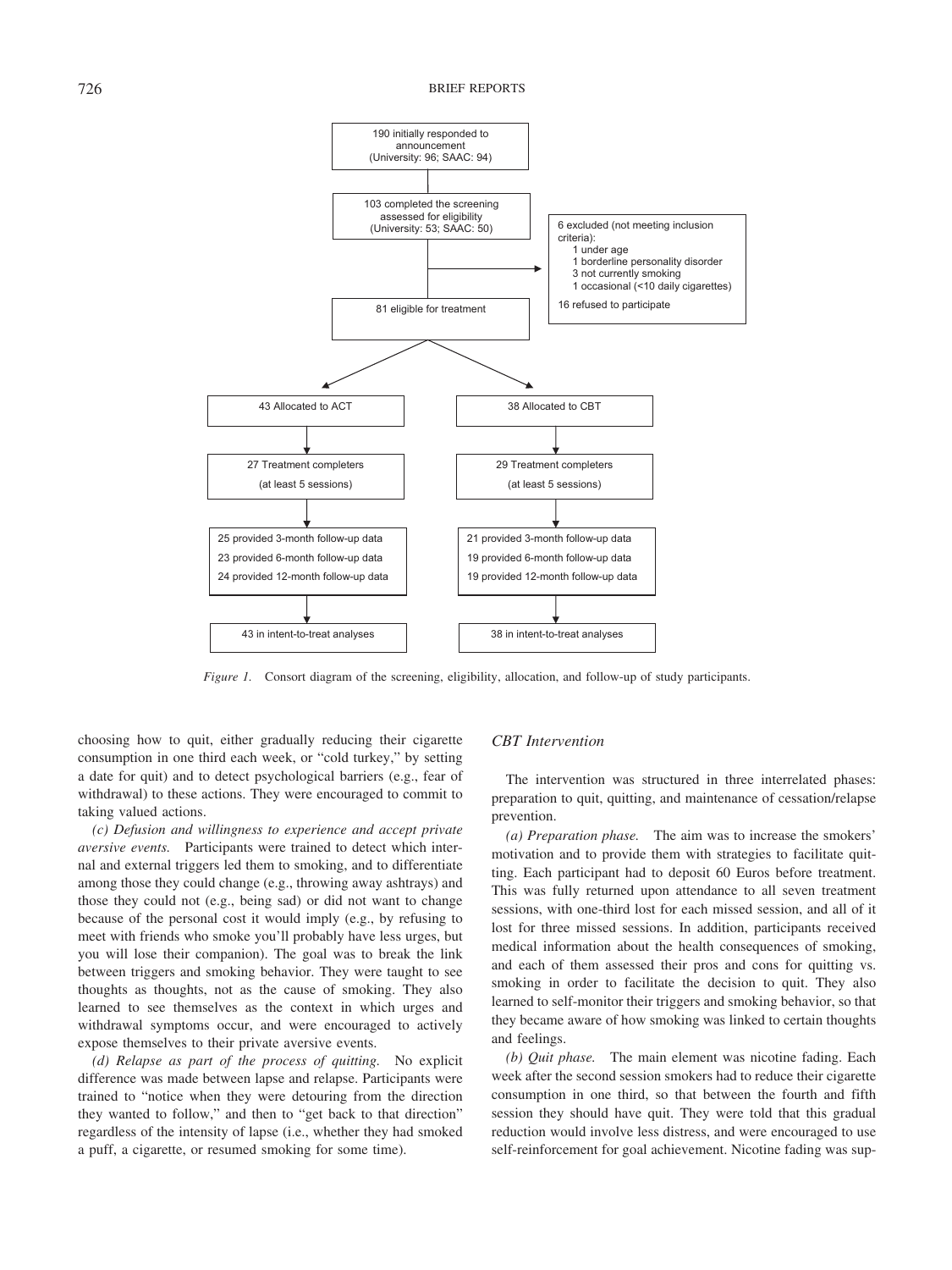190 initially responded to announcement (University: 96; SAAC: 94)

103 completed the screening assessed for eligibility (University: 53; SAAC: 50)

6 excluded (not meeting inclusion criteria):
- 1 under age
- 1 borderline personality disorder
- 3 not currently smoking
- 1 occasional (<10 daily cigarettes)

16 refused to participate

81 eligible for treatment

| ACT | CBT |
|---|---|
| 43 Allocated to ACT | 38 Allocated to CBT |
| 27 Treatment completers (at least 5 sessions) | 29 Treatment completers (at least 5 sessions) |
| 25 provided 3-month follow-up data | 21 provided 3-month follow-up data |
| 23 provided 6-month follow-up data | 19 provided 6-month follow-up data |
| 24 provided 12-month follow-up data | 19 provided 12-month follow-up data |
| 43 in intent-to-treat analyses | 38 in intent-to-treat analyses |

*Figure 1.* Consort diagram of the screening, eligibility, allocation, and follow-up of study participants.

choosing how to quit, either gradually reducing their cigarette consumption in one third each week, or "cold turkey," by setting a date for quit) and to detect psychological barriers (e.g., fear of withdrawal) to these actions. They were encouraged to commit to taking valued actions.

*(c) Defusion and willingness to experience and accept private aversive events.* Participants were trained to detect which internal and external triggers led them to smoking, and to differentiate among those they could change (e.g., throwing away ashtrays) and those they could not (e.g., being sad) or did not want to change because of the personal cost it would imply (e.g., by refusing to meet with friends who smoke you'll probably have less urges, but you will lose their companion). The goal was to break the link between triggers and smoking behavior. They were taught to see thoughts as thoughts, not as the cause of smoking. They also learned to see themselves as the context in which urges and withdrawal symptoms occur, and were encouraged to actively expose themselves to their private aversive events.

*(d) Relapse as part of the process of quitting.* No explicit difference was made between lapse and relapse. Participants were trained to "notice when they were detouring from the direction they wanted to follow," and then to "get back to that direction" regardless of the intensity of lapse (i.e., whether they had smoked a puff, a cigarette, or resumed smoking for some time).

### CBT Intervention

The intervention was structured in three interrelated phases: preparation to quit, quitting, and maintenance of cessation/relapse prevention.

*(a) Preparation phase.* The aim was to increase the smokers' motivation and to provide them with strategies to facilitate quitting. Each participant had to deposit 60 Euros before treatment. This was fully returned upon attendance to all seven treatment sessions, with one-third lost for each missed session, and all of it lost for three missed sessions. In addition, participants received medical information about the health consequences of smoking, and each of them assessed their pros and cons for quitting vs. smoking in order to facilitate the decision to quit. They also learned to self-monitor their triggers and smoking behavior, so that they became aware of how smoking was linked to certain thoughts and feelings.

*(b) Quit phase.* The main element was nicotine fading. Each week after the second session smokers had to reduce their cigarette consumption in one third, so that between the fourth and fifth session they should have quit. They were told that this gradual reduction would involve less distress, and were encouraged to use self-reinforcement for goal achievement. Nicotine fading was sup-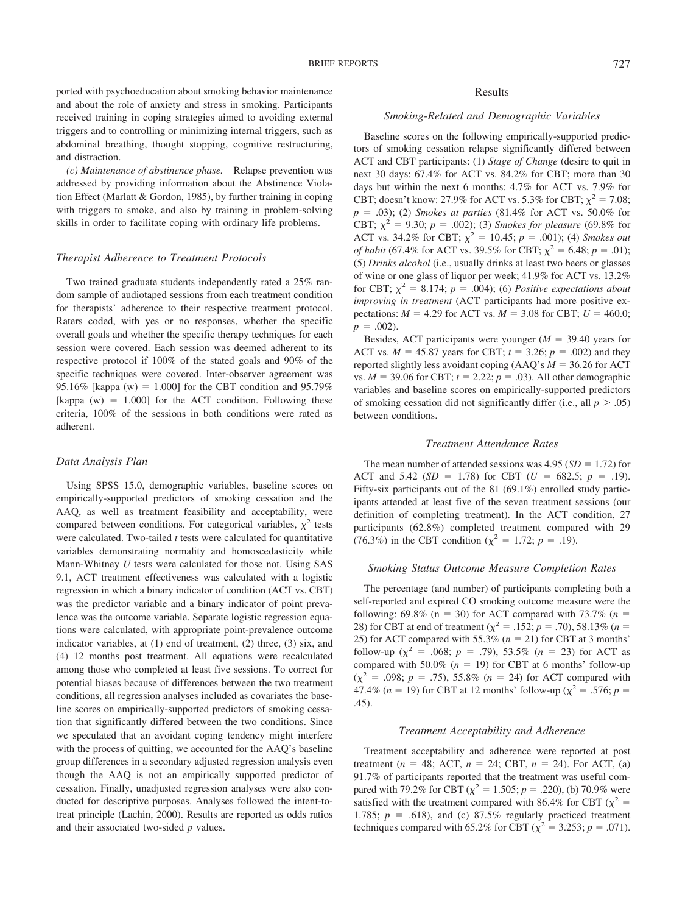ported with psychoeducation about smoking behavior maintenance and about the role of anxiety and stress in smoking. Participants received training in coping strategies aimed to avoiding external triggers and to controlling or minimizing internal triggers, such as abdominal breathing, thought stopping, cognitive restructuring, and distraction.

*(c) Maintenance of abstinence phase.* Relapse prevention was addressed by providing information about the Abstinence Violation Effect (Marlatt & Gordon, 1985), by further training in coping with triggers to smoke, and also by training in problem-solving skills in order to facilitate coping with ordinary life problems.

### *Therapist Adherence to Treatment Protocols*

Two trained graduate students independently rated a 25% random sample of audiotaped sessions from each treatment condition for therapists' adherence to their respective treatment protocol. Raters coded, with yes or no responses, whether the specific overall goals and whether the specific therapy techniques for each session were covered. Each session was deemed adherent to its respective protocol if 100% of the stated goals and 90% of the specific techniques were covered. Inter-observer agreement was 95.16% [kappa (w) = 1.000] for the CBT condition and 95.79% [kappa (w) = 1.000] for the ACT condition. Following these criteria, 100% of the sessions in both conditions were rated as adherent.

### *Data Analysis Plan*

Using SPSS 15.0, demographic variables, baseline scores on empirically-supported predictors of smoking cessation and the AAQ, as well as treatment feasibility and acceptability, were compared between conditions. For categorical variables, $\chi^2$ tests were calculated. Two-tailed *t* tests were calculated for quantitative variables demonstrating normality and homoscedasticity while Mann-Whitney *U* tests were calculated for those not. Using SAS 9.1, ACT treatment effectiveness was calculated with a logistic regression in which a binary indicator of condition (ACT vs. CBT) was the predictor variable and a binary indicator of point prevalence was the outcome variable. Separate logistic regression equations were calculated, with appropriate point-prevalence outcome indicator variables, at (1) end of treatment, (2) three, (3) six, and (4) 12 months post treatment. All equations were recalculated among those who completed at least five sessions. To correct for potential biases because of differences between the two treatment conditions, all regression analyses included as covariates the baseline scores on empirically-supported predictors of smoking cessation that significantly differed between the two conditions. Since we speculated that an avoidant coping tendency might interfere with the process of quitting, we accounted for the AAQ's baseline group differences in a secondary adjusted regression analysis even though the AAQ is not an empirically supported predictor of cessation. Finally, unadjusted regression analyses were also conducted for descriptive purposes. Analyses followed the intent-to-treat principle (Lachin, 2000). Results are reported as odds ratios and their associated two-sided *p* values.

## Results

### *Smoking-Related and Demographic Variables*

Baseline scores on the following empirically-supported predictors of smoking cessation relapse significantly differed between ACT and CBT participants: (1) *Stage of Change* (desire to quit in next 30 days: 67.4% for ACT vs. 84.2% for CBT; more than 30 days but within the next 6 months: 4.7% for ACT vs. 7.9% for CBT; doesn't know: 27.9% for ACT vs. 5.3% for CBT; $\chi^2 = 7.08$; $p = .03$); (2) *Smokes at parties* (81.4% for ACT vs. 50.0% for CBT; $\chi^2 = 9.30$; $p = .002$); (3) *Smokes for pleasure* (69.8% for ACT vs. 34.2% for CBT; $\chi^2 = 10.45$; $p = .001$); (4) *Smokes out of habit* (67.4% for ACT vs. 39.5% for CBT; $\chi^2 = 6.48$; $p = .01$); (5) *Drinks alcohol* (i.e., usually drinks at least two beers or glasses of wine or one glass of liquor per week; 41.9% for ACT vs. 13.2% for CBT; $\chi^2 = 8.174$; $p = .004$); (6) *Positive expectations about improving in treatment* (ACT participants had more positive expectations: $M = 4.29$ for ACT vs. $M = 3.08$ for CBT; $U = 460.0$; $p = .002$).

Besides, ACT participants were younger ($M = 39.40$ years for ACT vs. $M = 45.87$ years for CBT; $t = 3.26$; $p = .002$) and they reported slightly less avoidant coping (AAQ's $M = 36.26$ for ACT vs. $M = 39.06$ for CBT; $t = 2.22$; $p = .03$). All other demographic variables and baseline scores on empirically-supported predictors of smoking cessation did not significantly differ (i.e., all $p > .05$) between conditions.

### *Treatment Attendance Rates*

The mean number of attended sessions was 4.95 ($SD = 1.72$) for ACT and 5.42 ($SD = 1.78$) for CBT ($U = 682.5$; $p = .19$). Fifty-six participants out of the 81 (69.1%) enrolled study participants attended at least five of the seven treatment sessions (our definition of completing treatment). In the ACT condition, 27 participants (62.8%) completed treatment compared with 29 (76.3%) in the CBT condition ($\chi^2 = 1.72$; $p = .19$).

### *Smoking Status Outcome Measure Completion Rates*

The percentage (and number) of participants completing both a self-reported and expired CO smoking outcome measure were the following: 69.8% (n = 30) for ACT compared with 73.7% ($n = 28$) for CBT at end of treatment ($\chi^2 = .152$; $p = .70$), 58.13% ($n = 25$) for ACT compared with 55.3% ($n = 21$) for CBT at 3 months' follow-up ($\chi^2 = .068$; $p = .79$), 53.5% ($n = 23$) for ACT as compared with 50.0% ($n = 19$) for CBT at 6 months' follow-up ($\chi^2 = .098$; $p = .75$), 55.8% ($n = 24$) for ACT compared with 47.4% ($n = 19$) for CBT at 12 months' follow-up ($\chi^2 = .576$; $p = .45$).

### *Treatment Acceptability and Adherence*

Treatment acceptability and adherence were reported at post treatment ($n = 48$; ACT, $n = 24$; CBT, $n = 24$). For ACT, (a) 91.7% of participants reported that the treatment was useful compared with 79.2% for CBT ($\chi^2 = 1.505$; $p = .220$), (b) 70.9% were satisfied with the treatment compared with 86.4% for CBT ($\chi^2 = 1.785$; $p = .618$), and (c) 87.5% regularly practiced treatment techniques compared with 65.2% for CBT ($\chi^2 = 3.253$; $p = .071$).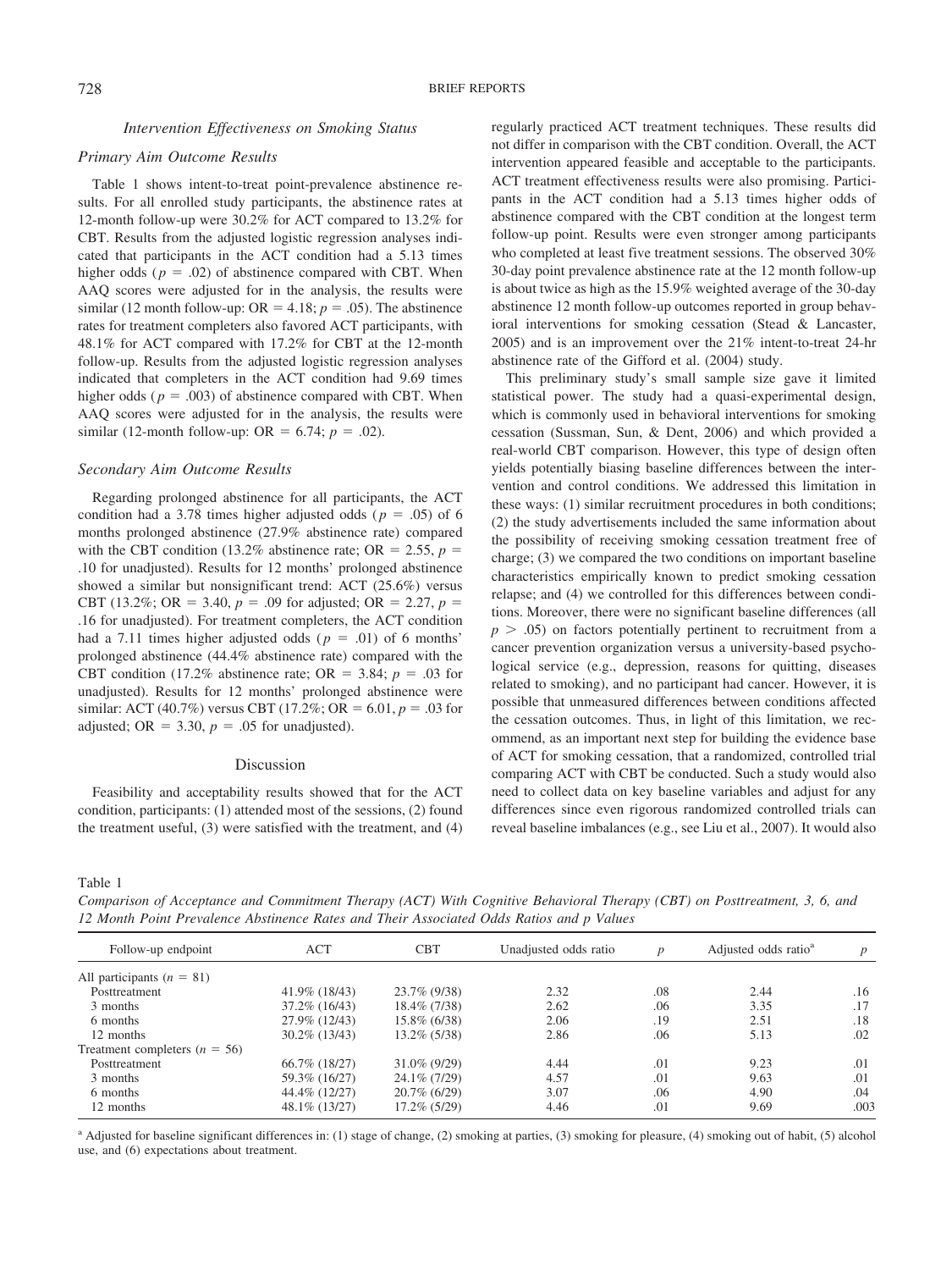### *Intervention Effectiveness on Smoking Status*

#### *Primary Aim Outcome Results*

Table 1 shows intent-to-treat point-prevalence abstinence results. For all enrolled study participants, the abstinence rates at 12-month follow-up were 30.2% for ACT compared to 13.2% for CBT. Results from the adjusted logistic regression analyses indicated that participants in the ACT condition had a 5.13 times higher odds ($p = .02$) of abstinence compared with CBT. When AAQ scores were adjusted for in the analysis, the results were similar (12 month follow-up: OR = 4.18; $p = .05$). The abstinence rates for treatment completers also favored ACT participants, with 48.1% for ACT compared with 17.2% for CBT at the 12-month follow-up. Results from the adjusted logistic regression analyses indicated that completers in the ACT condition had 9.69 times higher odds ($p = .003$) of abstinence compared with CBT. When AAQ scores were adjusted for in the analysis, the results were similar (12-month follow-up: OR = 6.74; $p = .02$).

#### *Secondary Aim Outcome Results*

Regarding prolonged abstinence for all participants, the ACT condition had a 3.78 times higher adjusted odds ($p = .05$) of 6 months prolonged abstinence (27.9% abstinence rate) compared with the CBT condition (13.2% abstinence rate; OR = 2.55, $p = .10$ for unadjusted). Results for 12 months' prolonged abstinence showed a similar but nonsignificant trend: ACT (25.6%) versus CBT (13.2%; OR = 3.40, $p = .09$ for adjusted; OR = 2.27, $p = .16$ for unadjusted). For treatment completers, the ACT condition had a 7.11 times higher adjusted odds ($p = .01$) of 6 months' prolonged abstinence (44.4% abstinence rate) compared with the CBT condition (17.2% abstinence rate; OR = 3.84; $p = .03$ for unadjusted). Results for 12 months' prolonged abstinence were similar: ACT (40.7%) versus CBT (17.2%; OR = 6.01, $p = .03$ for adjusted; OR = 3.30, $p = .05$ for unadjusted).

## Discussion

Feasibility and acceptability results showed that for the ACT condition, participants: (1) attended most of the sessions, (2) found the treatment useful, (3) were satisfied with the treatment, and (4) regularly practiced ACT treatment techniques. These results did not differ in comparison with the CBT condition. Overall, the ACT intervention appeared feasible and acceptable to the participants. ACT treatment effectiveness results were also promising. Participants in the ACT condition had a 5.13 times higher odds of abstinence compared with the CBT condition at the longest term follow-up point. Results were even stronger among participants who completed at least five treatment sessions. The observed 30% 30-day point prevalence abstinence rate at the 12 month follow-up is about twice as high as the 15.9% weighted average of the 30-day abstinence 12 month follow-up outcomes reported in group behavioral interventions for smoking cessation (Stead & Lancaster, 2005) and is an improvement over the 21% intent-to-treat 24-hr abstinence rate of the Gifford et al. (2004) study.

This preliminary study's small sample size gave it limited statistical power. The study had a quasi-experimental design, which is commonly used in behavioral interventions for smoking cessation (Sussman, Sun, & Dent, 2006) and which provided a real-world CBT comparison. However, this type of design often yields potentially biasing baseline differences between the intervention and control conditions. We addressed this limitation in these ways: (1) similar recruitment procedures in both conditions; (2) the study advertisements included the same information about the possibility of receiving smoking cessation treatment free of charge; (3) we compared the two conditions on important baseline characteristics empirically known to predict smoking cessation relapse; and (4) we controlled for this differences between conditions. Moreover, there were no significant baseline differences (all $p > .05$) on factors potentially pertinent to recruitment from a cancer prevention organization versus a university-based psychological service (e.g., depression, reasons for quitting, diseases related to smoking), and no participant had cancer. However, it is possible that unmeasured differences between conditions affected the cessation outcomes. Thus, in light of this limitation, we recommend, as an important next step for building the evidence base of ACT for smoking cessation, that a randomized, controlled trial comparing ACT with CBT be conducted. Such a study would also need to collect data on key baseline variables and adjust for any differences since even rigorous randomized controlled trials can reveal baseline imbalances (e.g., see Liu et al., 2007). It would also

Table 1
*Comparison of Acceptance and Commitment Therapy (ACT) With Cognitive Behavioral Therapy (CBT) on Posttreatment, 3, 6, and 12 Month Point Prevalence Abstinence Rates and Their Associated Odds Ratios and p Values*

| Follow-up endpoint | ACT | CBT | Unadjusted odds ratio | *p* | Adjusted odds ratio[a] | *p* |
|---|---|---|---|---|---|---|
| All participants ($n = 81$) | | | | | | |
| Posttreatment | 41.9% (18/43) | 23.7% (9/38) | 2.32 | .08 | 2.44 | .16 |
| 3 months | 37.2% (16/43) | 18.4% (7/38) | 2.62 | .06 | 3.35 | .17 |
| 6 months | 27.9% (12/43) | 15.8% (6/38) | 2.06 | .19 | 2.51 | .18 |
| 12 months | 30.2% (13/43) | 13.2% (5/38) | 2.86 | .06 | 5.13 | .02 |
| Treatment completers ($n = 56$) | | | | | | |
| Posttreatment | 66.7% (18/27) | 31.0% (9/29) | 4.44 | .01 | 9.23 | .01 |
| 3 months | 59.3% (16/27) | 24.1% (7/29) | 4.57 | .01 | 9.63 | .01 |
| 6 months | 44.4% (12/27) | 20.7% (6/29) | 3.07 | .06 | 4.90 | .04 |
| 12 months | 48.1% (13/27) | 17.2% (5/29) | 4.46 | .01 | 9.69 | .003 |

[a] Adjusted for baseline significant differences in: (1) stage of change, (2) smoking at parties, (3) smoking for pleasure, (4) smoking out of habit, (5) alcohol use, and (6) expectations about treatment.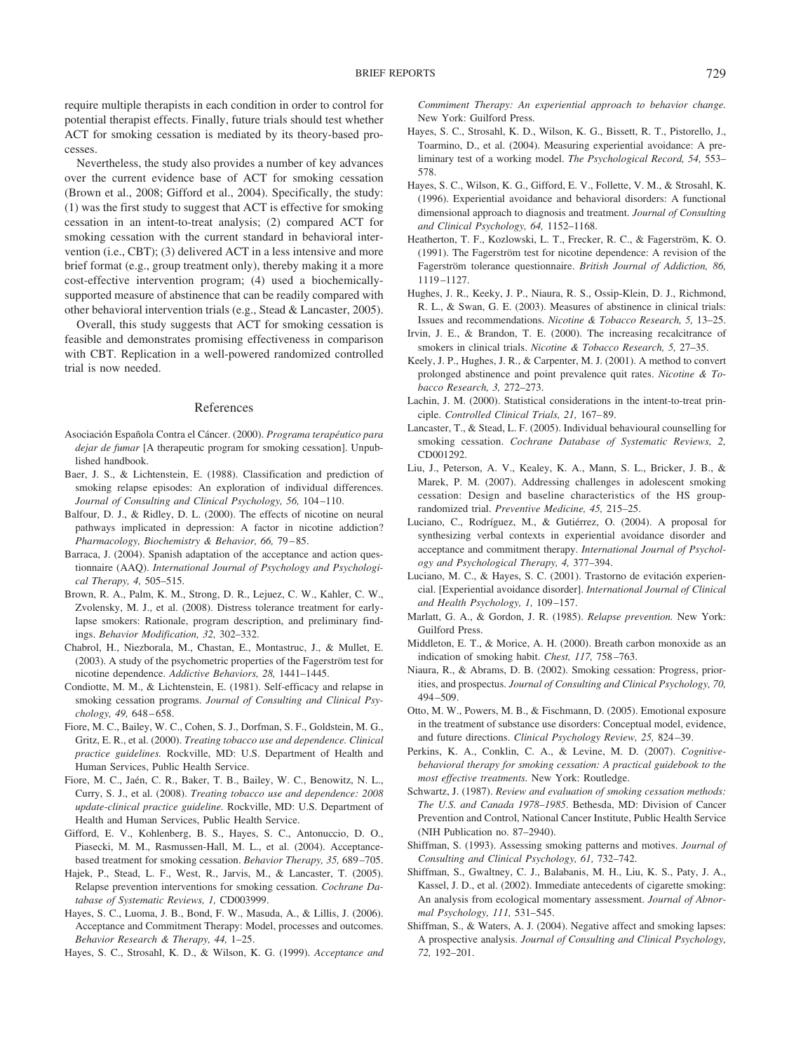require multiple therapists in each condition in order to control for potential therapist effects. Finally, future trials should test whether ACT for smoking cessation is mediated by its theory-based processes.

Nevertheless, the study also provides a number of key advances over the current evidence base of ACT for smoking cessation (Brown et al., 2008; Gifford et al., 2004). Specifically, the study: (1) was the first study to suggest that ACT is effective for smoking cessation in an intent-to-treat analysis; (2) compared ACT for smoking cessation with the current standard in behavioral intervention (i.e., CBT); (3) delivered ACT in a less intensive and more brief format (e.g., group treatment only), thereby making it a more cost-effective intervention program; (4) used a biochemically-supported measure of abstinence that can be readily compared with other behavioral intervention trials (e.g., Stead & Lancaster, 2005).

Overall, this study suggests that ACT for smoking cessation is feasible and demonstrates promising effectiveness in comparison with CBT. Replication in a well-powered randomized controlled trial is now needed.

## References

Asociación Española Contra el Cáncer. (2000). *Programa terapéutico para dejar de fumar* [A therapeutic program for smoking cessation]. Unpublished handbook.

Baer, J. S., & Lichtenstein, E. (1988). Classification and prediction of smoking relapse episodes: An exploration of individual differences. *Journal of Consulting and Clinical Psychology, 56,* 104–110.

Balfour, D. J., & Ridley, D. L. (2000). The effects of nicotine on neural pathways implicated in depression: A factor in nicotine addiction? *Pharmacology, Biochemistry & Behavior, 66,* 79–85.

Barraca, J. (2004). Spanish adaptation of the acceptance and action questionnaire (AAQ). *International Journal of Psychology and Psychological Therapy, 4,* 505–515.

Brown, R. A., Palm, K. M., Strong, D. R., Lejuez, C. W., Kahler, C. W., Zvolensky, M. J., et al. (2008). Distress tolerance treatment for early-lapse smokers: Rationale, program description, and preliminary findings. *Behavior Modification, 32,* 302–332.

Chabrol, H., Niezborala, M., Chastan, E., Montastruc, J., & Mullet, E. (2003). A study of the psychometric properties of the Fagerström test for nicotine dependence. *Addictive Behaviors, 28,* 1441–1445.

Condiotte, M. M., & Lichtenstein, E. (1981). Self-efficacy and relapse in smoking cessation programs. *Journal of Consulting and Clinical Psychology, 49,* 648–658.

Fiore, M. C., Bailey, W. C., Cohen, S. J., Dorfman, S. F., Goldstein, M. G., Gritz, E. R., et al. (2000). *Treating tobacco use and dependence. Clinical practice guidelines.* Rockville, MD: U.S. Department of Health and Human Services, Public Health Service.

Fiore, M. C., Jaén, C. R., Baker, T. B., Bailey, W. C., Benowitz, N. L., Curry, S. J., et al. (2008). *Treating tobacco use and dependence: 2008 update-clinical practice guideline.* Rockville, MD: U.S. Department of Health and Human Services, Public Health Service.

Gifford, E. V., Kohlenberg, B. S., Hayes, S. C., Antonuccio, D. O., Piasecki, M. M., Rasmussen-Hall, M. L., et al. (2004). Acceptance-based treatment for smoking cessation. *Behavior Therapy, 35,* 689–705.

Hajek, P., Stead, L. F., West, R., Jarvis, M., & Lancaster, T. (2005). Relapse prevention interventions for smoking cessation. *Cochrane Database of Systematic Reviews, 1,* CD003999.

Hayes, S. C., Luoma, J. B., Bond, F. W., Masuda, A., & Lillis, J. (2006). Acceptance and Commitment Therapy: Model, processes and outcomes. *Behavior Research & Therapy, 44,* 1–25.

Hayes, S. C., Strosahl, K. D., & Wilson, K. G. (1999). *Acceptance and Commiment Therapy: An experiential approach to behavior change.* New York: Guilford Press.

Hayes, S. C., Strosahl, K. D., Wilson, K. G., Bissett, R. T., Pistorello, J., Toarmino, D., et al. (2004). Measuring experiential avoidance: A preliminary test of a working model. *The Psychological Record, 54,* 553–578.

Hayes, S. C., Wilson, K. G., Gifford, E. V., Follette, V. M., & Strosahl, K. (1996). Experiential avoidance and behavioral disorders: A functional dimensional approach to diagnosis and treatment. *Journal of Consulting and Clinical Psychology, 64,* 1152–1168.

Heatherton, T. F., Kozlowski, L. T., Frecker, R. C., & Fagerström, K. O. (1991). The Fagerström test for nicotine dependence: A revision of the Fagerström tolerance questionnaire. *British Journal of Addiction, 86,* 1119–1127.

Hughes, J. R., Keeky, J. P., Niaura, R. S., Ossip-Klein, D. J., Richmond, R. L., & Swan, G. E. (2003). Measures of abstinence in clinical trials: Issues and recommendations. *Nicotine & Tobacco Research, 5,* 13–25.

Irvin, J. E., & Brandon, T. E. (2000). The increasing recalcitrance of smokers in clinical trials. *Nicotine & Tobacco Research, 5,* 27–35.

Keely, J. P., Hughes, J. R., & Carpenter, M. J. (2001). A method to convert prolonged abstinence and point prevalence quit rates. *Nicotine & Tobacco Research, 3,* 272–273.

Lachin, J. M. (2000). Statistical considerations in the intent-to-treat principle. *Controlled Clinical Trials, 21,* 167–89.

Lancaster, T., & Stead, L. F. (2005). Individual behavioural counselling for smoking cessation. *Cochrane Database of Systematic Reviews, 2,* CD001292.

Liu, J., Peterson, A. V., Kealey, K. A., Mann, S. L., Bricker, J. B., & Marek, P. M. (2007). Addressing challenges in adolescent smoking cessation: Design and baseline characteristics of the HS group-randomized trial. *Preventive Medicine, 45,* 215–25.

Luciano, C., Rodríguez, M., & Gutiérrez, O. (2004). A proposal for synthesizing verbal contexts in experiential avoidance disorder and acceptance and commitment therapy. *International Journal of Psychology and Psychological Therapy, 4,* 377–394.

Luciano, M. C., & Hayes, S. C. (2001). Trastorno de evitación experiencial. [Experiential avoidance disorder]. *International Journal of Clinical and Health Psychology, 1,* 109–157.

Marlatt, G. A., & Gordon, J. R. (1985). *Relapse prevention.* New York: Guilford Press.

Middleton, E. T., & Morice, A. H. (2000). Breath carbon monoxide as an indication of smoking habit. *Chest, 117,* 758–763.

Niaura, R., & Abrams, D. B. (2002). Smoking cessation: Progress, priorities, and prospectus. *Journal of Consulting and Clinical Psychology, 70,* 494–509.

Otto, M. W., Powers, M. B., & Fischmann, D. (2005). Emotional exposure in the treatment of substance use disorders: Conceptual model, evidence, and future directions. *Clinical Psychology Review, 25,* 824–39.

Perkins, K. A., Conklin, C. A., & Levine, M. D. (2007). *Cognitive-behavioral therapy for smoking cessation: A practical guidebook to the most effective treatments.* New York: Routledge.

Schwartz, J. (1987). *Review and evaluation of smoking cessation methods: The U.S. and Canada 1978–1985*. Bethesda, MD: Division of Cancer Prevention and Control, National Cancer Institute, Public Health Service (NIH Publication no. 87–2940).

Shiffman, S. (1993). Assessing smoking patterns and motives. *Journal of Consulting and Clinical Psychology, 61,* 732–742.

Shiffman, S., Gwaltney, C. J., Balabanis, M. H., Liu, K. S., Paty, J. A., Kassel, J. D., et al. (2002). Immediate antecedents of cigarette smoking: An analysis from ecological momentary assessment. *Journal of Abnormal Psychology, 111,* 531–545.

Shiffman, S., & Waters, A. J. (2004). Negative affect and smoking lapses: A prospective analysis. *Journal of Consulting and Clinical Psychology, 72,* 192–201.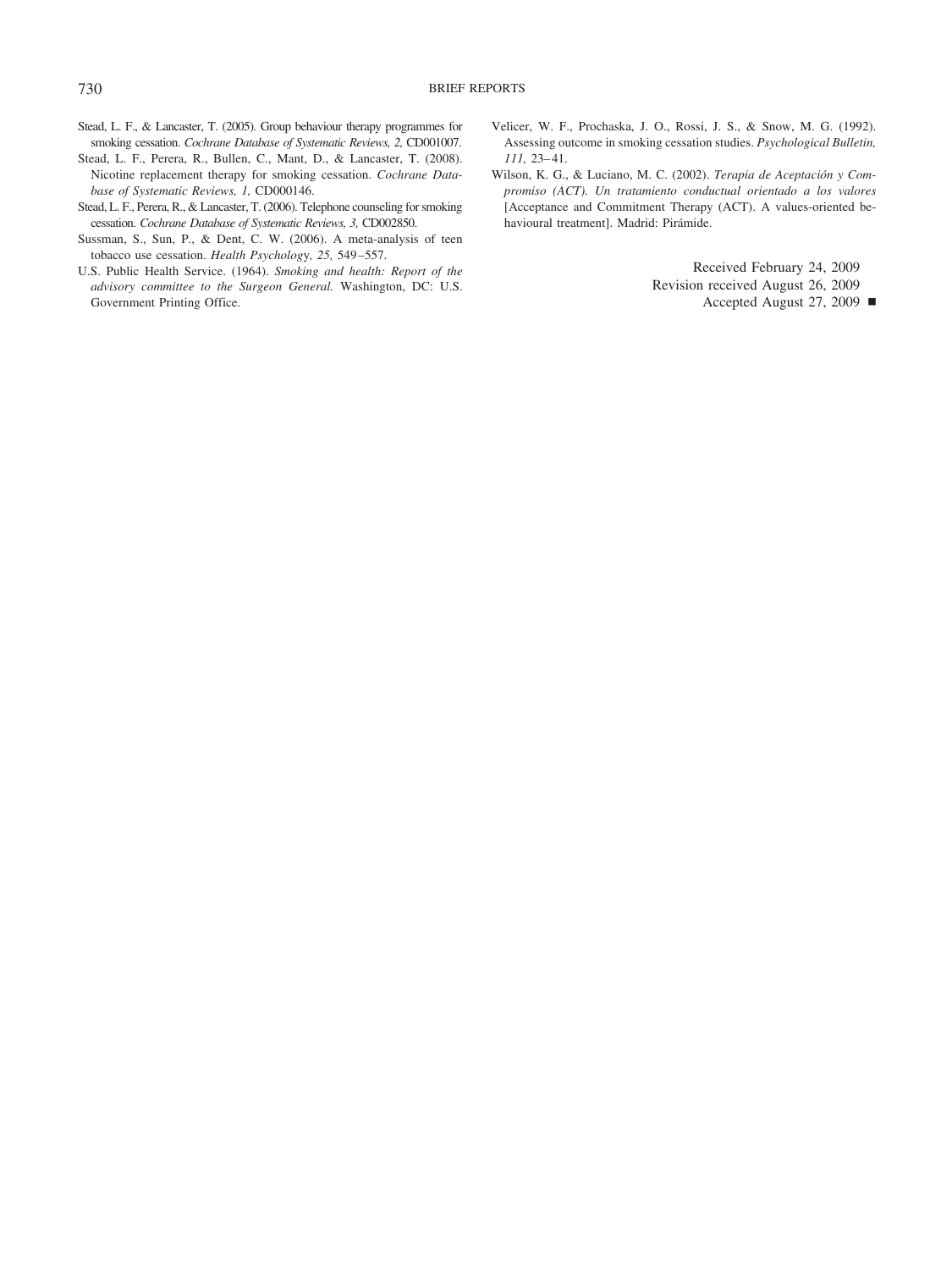Stead, L. F., & Lancaster, T. (2005). Group behaviour therapy programmes for smoking cessation. *Cochrane Database of Systematic Reviews, 2,* CD001007.

Stead, L. F., Perera, R., Bullen, C., Mant, D., & Lancaster, T. (2008). Nicotine replacement therapy for smoking cessation. *Cochrane Database of Systematic Reviews, 1,* CD000146.

Stead, L. F., Perera, R., & Lancaster, T. (2006). Telephone counseling for smoking cessation. *Cochrane Database of Systematic Reviews, 3,* CD002850.

Sussman, S., Sun, P., & Dent, C. W. (2006). A meta-analysis of teen tobacco use cessation. *Health Psychology, 25,* 549–557.

U.S. Public Health Service. (1964). *Smoking and health: Report of the advisory committee to the Surgeon General.* Washington, DC: U.S. Government Printing Office.

Velicer, W. F., Prochaska, J. O., Rossi, J. S., & Snow, M. G. (1992). Assessing outcome in smoking cessation studies. *Psychological Bulletin, 111,* 23–41.

Wilson, K. G., & Luciano, M. C. (2002). *Terapia de Aceptación y Compromiso (ACT). Un tratamiento conductual orientado a los valores* [Acceptance and Commitment Therapy (ACT). A values-oriented behavioural treatment]. Madrid: Pirámide.

Received February 24, 2009
Revision received August 26, 2009
Accepted August 27, 2009 ■